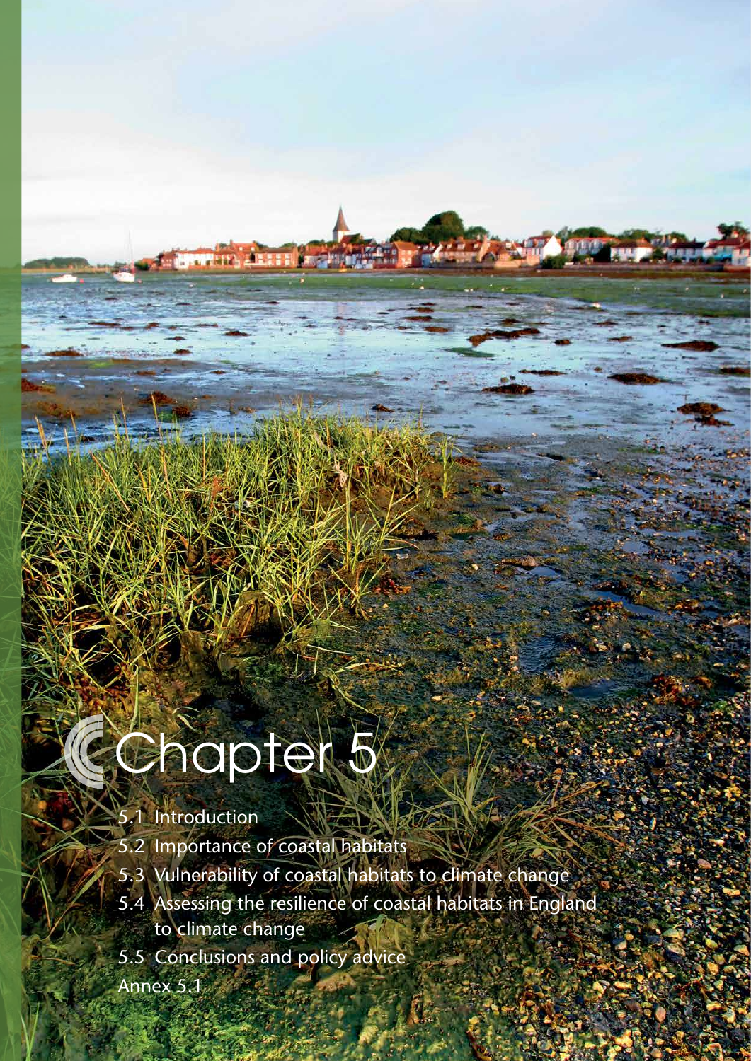# Chapter 5

5.1 Introduction

5.2 Importance of coastal habitats

5.3 Vulnerability of coastal habitats to climate change

5.4 Assessing the resilience of coastal habitats in England to climate change

5.5 Conclusions and policy advice

Annex 5.1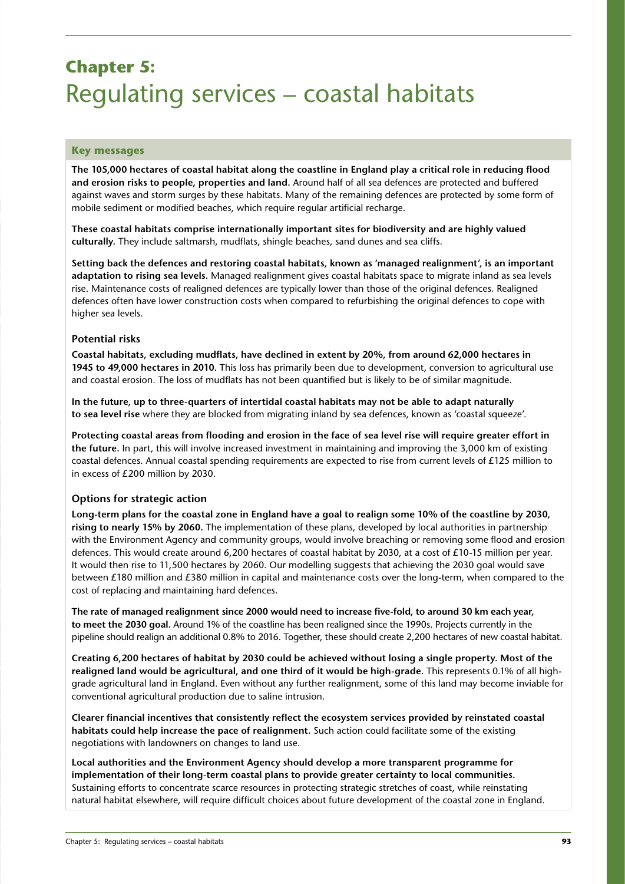# **Chapter 5:** Regulating services – coastal habitats

### Key messages

**The 105,000 hectares of coastal habitat along the coastline in England play a critical role in reducing flood and erosion risks to people, properties and land.** Around half of all sea defences are protected and buffered against waves and storm surges by these habitats. Many of the remaining defences are protected by some form of mobile sediment or modified beaches, which require regular artificial recharge.

**These coastal habitats comprise internationally important sites for biodiversity and are highly valued culturally.** They include saltmarsh, mudflats, shingle beaches, sand dunes and sea cliffs.

**Setting back the defences and restoring coastal habitats, known as 'managed realignment', is an important adaptation to rising sea levels.** Managed realignment gives coastal habitats space to migrate inland as sea levels rise. Maintenance costs of realigned defences are typically lower than those of the original defences. Realigned defences often have lower construction costs when compared to refurbishing the original defences to cope with higher sea levels.

### Potential risks

**Coastal habitats, excluding mudflats, have declined in extent by 20%, from around 62,000 hectares in 1945 to 49,000 hectares in 2010.** This loss has primarily been due to development, conversion to agricultural use and coastal erosion. The loss of mudflats has not been quantified but is likely to be of similar magnitude.

**In the future, up to three-quarters of intertidal coastal habitats may not be able to adapt naturally to sea level rise** where they are blocked from migrating inland by sea defences, known as 'coastal squeeze'.

**Protecting coastal areas from flooding and erosion in the face of sea level rise will require greater effort in the future.** In part, this will involve increased investment in maintaining and improving the 3,000 km of existing coastal defences. Annual coastal spending requirements are expected to rise from current levels of £125 million to in excess of £200 million by 2030.

### Options for strategic action

**Long-term plans for the coastal zone in England have a goal to realign some 10% of the coastline by 2030, rising to nearly 15% by 2060.** The implementation of these plans, developed by local authorities in partnership with the Environment Agency and community groups, would involve breaching or removing some flood and erosion defences. This would create around 6,200 hectares of coastal habitat by 2030, at a cost of £10-15 million per year. It would then rise to 11,500 hectares by 2060. Our modelling suggests that achieving the 2030 goal would save between £180 million and £380 million in capital and maintenance costs over the long-term, when compared to the cost of replacing and maintaining hard defences.

**The rate of managed realignment since 2000 would need to increase five-fold, to around 30 km each year, to meet the 2030 goal.** Around 1% of the coastline has been realigned since the 1990s. Projects currently in the pipeline should realign an additional 0.8% to 2016. Together, these should create 2,200 hectares of new coastal habitat.

**Creating 6,200 hectares of habitat by 2030 could be achieved without losing a single property. Most of the realigned land would be agricultural, and one third of it would be high-grade.** This represents 0.1% of all high-grade agricultural land in England. Even without any further realignment, some of this land may become inviable for conventional agricultural production due to saline intrusion.

**Clearer financial incentives that consistently reflect the ecosystem services provided by reinstated coastal habitats could help increase the pace of realignment.** Such action could facilitate some of the existing negotiations with landowners on changes to land use.

**Local authorities and the Environment Agency should develop a more transparent programme for implementation of their long-term coastal plans to provide greater certainty to local communities.** Sustaining efforts to concentrate scarce resources in protecting strategic stretches of coast, while reinstating natural habitat elsewhere, will require difficult choices about future development of the coastal zone in England.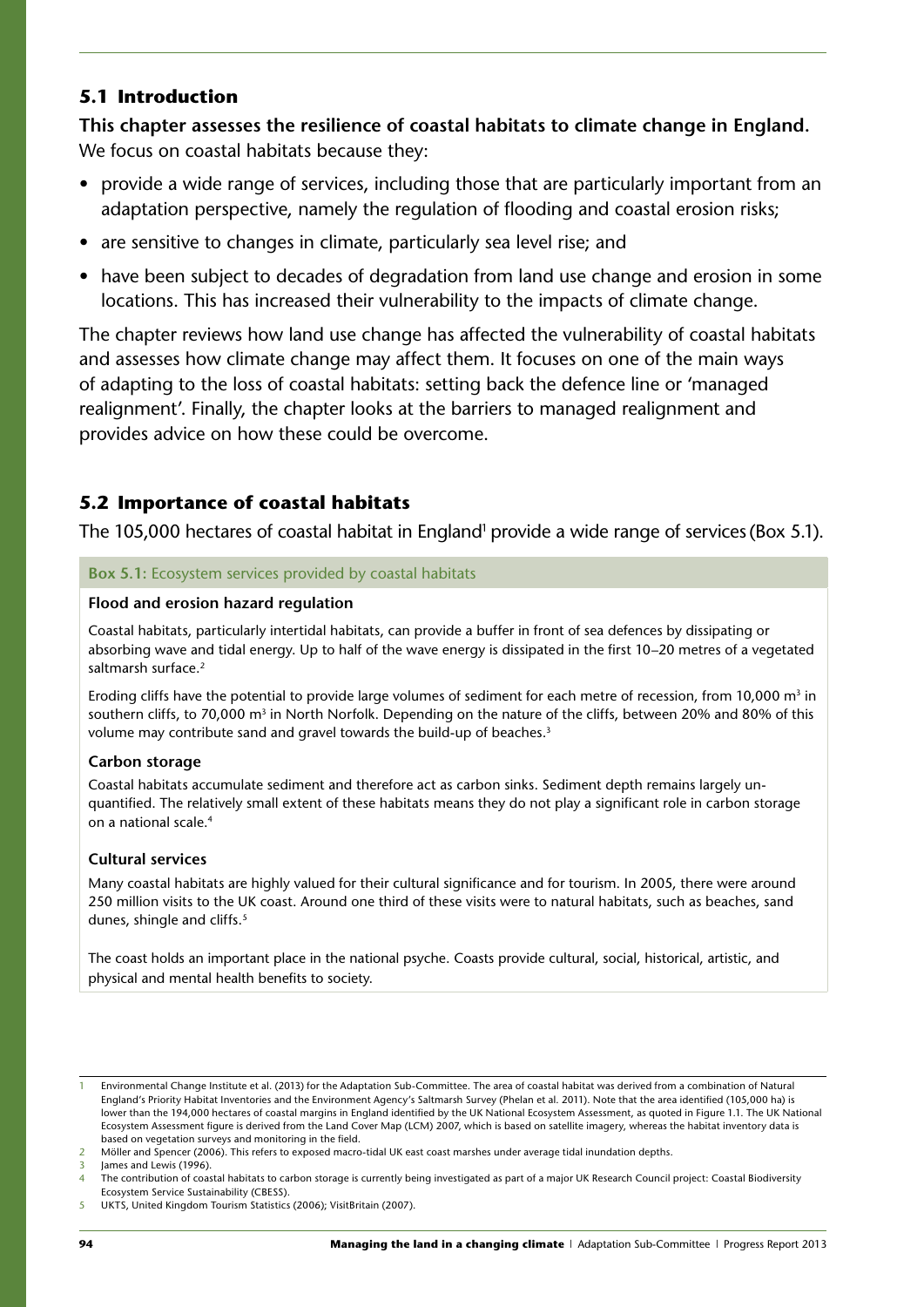## 5.1 Introduction

**This chapter assesses the resilience of coastal habitats to climate change in England.** We focus on coastal habitats because they:

- provide a wide range of services, including those that are particularly important from an adaptation perspective, namely the regulation of flooding and coastal erosion risks;
- are sensitive to changes in climate, particularly sea level rise; and
- have been subject to decades of degradation from land use change and erosion in some locations. This has increased their vulnerability to the impacts of climate change.

The chapter reviews how land use change has affected the vulnerability of coastal habitats and assesses how climate change may affect them. It focuses on one of the main ways of adapting to the loss of coastal habitats: setting back the defence line or 'managed realignment'. Finally, the chapter looks at the barriers to managed realignment and provides advice on how these could be overcome.

## 5.2 Importance of coastal habitats

The 105,000 hectares of coastal habitat in England[1] provide a wide range of services (Box 5.1).

**Box 5.1:** Ecosystem services provided by coastal habitats

**Flood and erosion hazard regulation**

Coastal habitats, particularly intertidal habitats, can provide a buffer in front of sea defences by dissipating or absorbing wave and tidal energy. Up to half of the wave energy is dissipated in the first 10–20 metres of a vegetated saltmarsh surface.[2]

Eroding cliffs have the potential to provide large volumes of sediment for each metre of recession, from 10,000 $m^3$ in southern cliffs, to 70,000 $m^3$ in North Norfolk. Depending on the nature of the cliffs, between 20% and 80% of this volume may contribute sand and gravel towards the build-up of beaches.[3]

**Carbon storage**

Coastal habitats accumulate sediment and therefore act as carbon sinks. Sediment depth remains largely unquantified. The relatively small extent of these habitats means they do not play a significant role in carbon storage on a national scale.[4]

**Cultural services**

Many coastal habitats are highly valued for their cultural significance and for tourism. In 2005, there were around 250 million visits to the UK coast. Around one third of these visits were to natural habitats, such as beaches, sand dunes, shingle and cliffs.[5]

The coast holds an important place in the national psyche. Coasts provide cultural, social, historical, artistic, and physical and mental health benefits to society.

---

1 Environmental Change Institute et al. (2013) for the Adaptation Sub-Committee. The area of coastal habitat was derived from a combination of Natural England's Priority Habitat Inventories and the Environment Agency's Saltmarsh Survey (Phelan et al. 2011). Note that the area identified (105,000 ha) is lower than the 194,000 hectares of coastal margins in England identified by the UK National Ecosystem Assessment, as quoted in Figure 1.1. The UK National Ecosystem Assessment figure is derived from the Land Cover Map (LCM) 2007, which is based on satellite imagery, whereas the habitat inventory data is based on vegetation surveys and monitoring in the field.

2 Möller and Spencer (2006). This refers to exposed macro-tidal UK east coast marshes under average tidal inundation depths.

3 James and Lewis (1996).

4 The contribution of coastal habitats to carbon storage is currently being investigated as part of a major UK Research Council project: Coastal Biodiversity Ecosystem Service Sustainability (CBESS).

5 UKTS, United Kingdom Tourism Statistics (2006); VisitBritain (2007).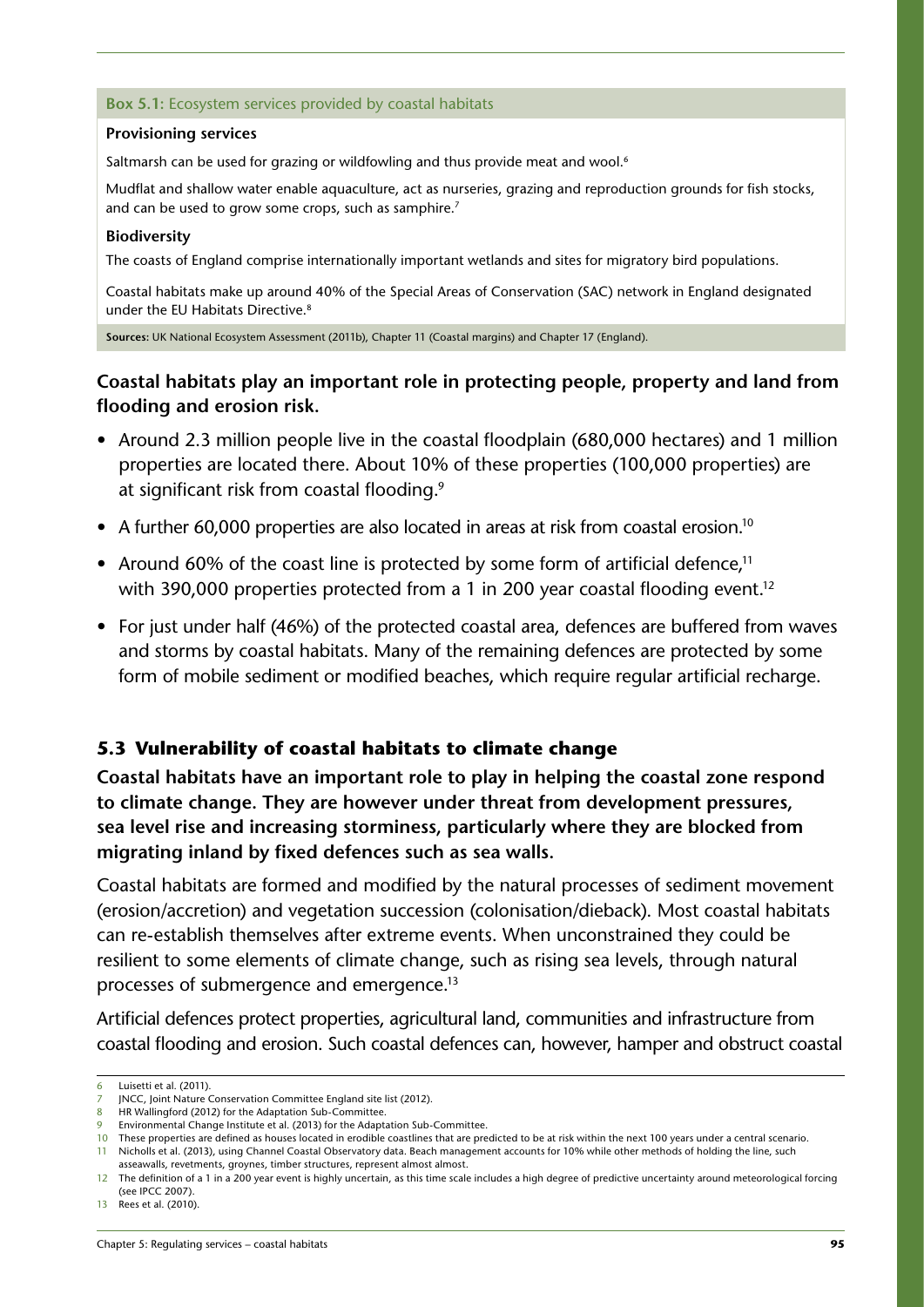**Box 5.1:** Ecosystem services provided by coastal habitats

**Provisioning services**

Saltmarsh can be used for grazing or wildfowling and thus provide meat and wool.[6]

Mudflat and shallow water enable aquaculture, act as nurseries, grazing and reproduction grounds for fish stocks, and can be used to grow some crops, such as samphire.[7]

**Biodiversity**

The coasts of England comprise internationally important wetlands and sites for migratory bird populations.

Coastal habitats make up around 40% of the Special Areas of Conservation (SAC) network in England designated under the EU Habitats Directive.[8]

**Sources:** UK National Ecosystem Assessment (2011b), Chapter 11 (Coastal margins) and Chapter 17 (England).

**Coastal habitats play an important role in protecting people, property and land from flooding and erosion risk.**

- Around 2.3 million people live in the coastal floodplain (680,000 hectares) and 1 million properties are located there. About 10% of these properties (100,000 properties) are at significant risk from coastal flooding.[9]
- A further 60,000 properties are also located in areas at risk from coastal erosion.[10]
- Around 60% of the coast line is protected by some form of artificial defence,[11] with 390,000 properties protected from a 1 in 200 year coastal flooding event.[12]
- For just under half (46%) of the protected coastal area, defences are buffered from waves and storms by coastal habitats. Many of the remaining defences are protected by some form of mobile sediment or modified beaches, which require regular artificial recharge.

## 5.3 Vulnerability of coastal habitats to climate change

**Coastal habitats have an important role to play in helping the coastal zone respond to climate change. They are however under threat from development pressures, sea level rise and increasing storminess, particularly where they are blocked from migrating inland by fixed defences such as sea walls.**

Coastal habitats are formed and modified by the natural processes of sediment movement (erosion/accretion) and vegetation succession (colonisation/dieback). Most coastal habitats can re-establish themselves after extreme events. When unconstrained they could be resilient to some elements of climate change, such as rising sea levels, through natural processes of submergence and emergence.[13]

Artificial defences protect properties, agricultural land, communities and infrastructure from coastal flooding and erosion. Such coastal defences can, however, hamper and obstruct coastal

---

6 Luisetti et al. (2011).

7 JNCC, Joint Nature Conservation Committee England site list (2012).

8 HR Wallingford (2012) for the Adaptation Sub-Committee.

9 Environmental Change Institute et al. (2013) for the Adaptation Sub-Committee.

10 These properties are defined as houses located in erodible coastlines that are predicted to be at risk within the next 100 years under a central scenario.

11 Nicholls et al. (2013), using Channel Coastal Observatory data. Beach management accounts for 10% while other methods of holding the line, such asseawalls, revetments, groynes, timber structures, represent almost almost.

12 The definition of a 1 in a 200 year event is highly uncertain, as this time scale includes a high degree of predictive uncertainty around meteorological forcing (see IPCC 2007).

13 Rees et al. (2010).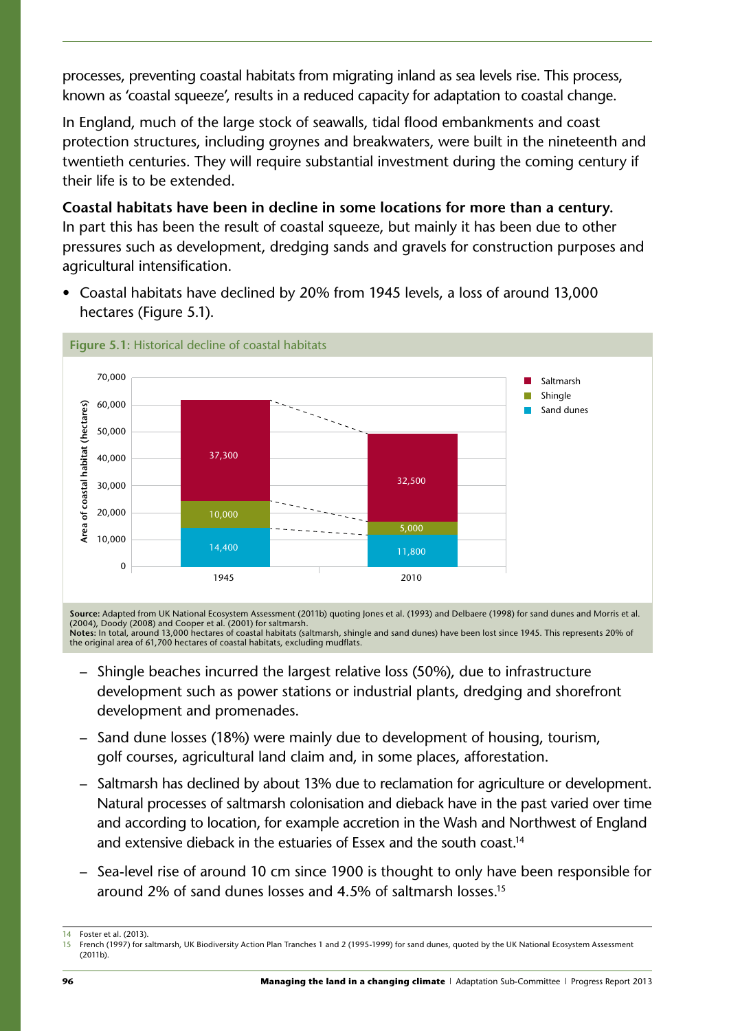processes, preventing coastal habitats from migrating inland as sea levels rise. This process, known as 'coastal squeeze', results in a reduced capacity for adaptation to coastal change.

In England, much of the large stock of seawalls, tidal flood embankments and coast protection structures, including groynes and breakwaters, were built in the nineteenth and twentieth centuries. They will require substantial investment during the coming century if their life is to be extended.

**Coastal habitats have been in decline in some locations for more than a century.** In part this has been the result of coastal squeeze, but mainly it has been due to other pressures such as development, dredging sands and gravels for construction purposes and agricultural intensification.

- Coastal habitats have declined by 20% from 1945 levels, a loss of around 13,000 hectares (Figure 5.1).

**Figure 5.1:** Historical decline of coastal habitats

| Area of coastal habitat (hectares) | 1945 | 2010 |
|---|---|---|
| Saltmarsh | 37,300 | 32,500 |
| Shingle | 10,000 | 5,000 |
| Sand dunes | 14,400 | 11,800 |

**Source:** Adapted from UK National Ecosystem Assessment (2011b) quoting Jones et al. (1993) and Delbaere (1998) for sand dunes and Morris et al. (2004), Doody (2008) and Cooper et al. (2001) for saltmarsh.
**Notes:** In total, around 13,000 hectares of coastal habitats (saltmarsh, shingle and sand dunes) have been lost since 1945. This represents 20% of the original area of 61,700 hectares of coastal habitats, excluding mudflats.

  - Shingle beaches incurred the largest relative loss (50%), due to infrastructure development such as power stations or industrial plants, dredging and shorefront development and promenades.
  - Sand dune losses (18%) were mainly due to development of housing, tourism, golf courses, agricultural land claim and, in some places, afforestation.
  - Saltmarsh has declined by about 13% due to reclamation for agriculture or development. Natural processes of saltmarsh colonisation and dieback have in the past varied over time and according to location, for example accretion in the Wash and Northwest of England and extensive dieback in the estuaries of Essex and the south coast.[14]
  - Sea-level rise of around 10 cm since 1900 is thought to only have been responsible for around 2% of sand dunes losses and 4.5% of saltmarsh losses.[15]

14 Foster et al. (2013).
15 French (1997) for saltmarsh, UK Biodiversity Action Plan Tranches 1 and 2 (1995-1999) for sand dunes, quoted by the UK National Ecosystem Assessment (2011b).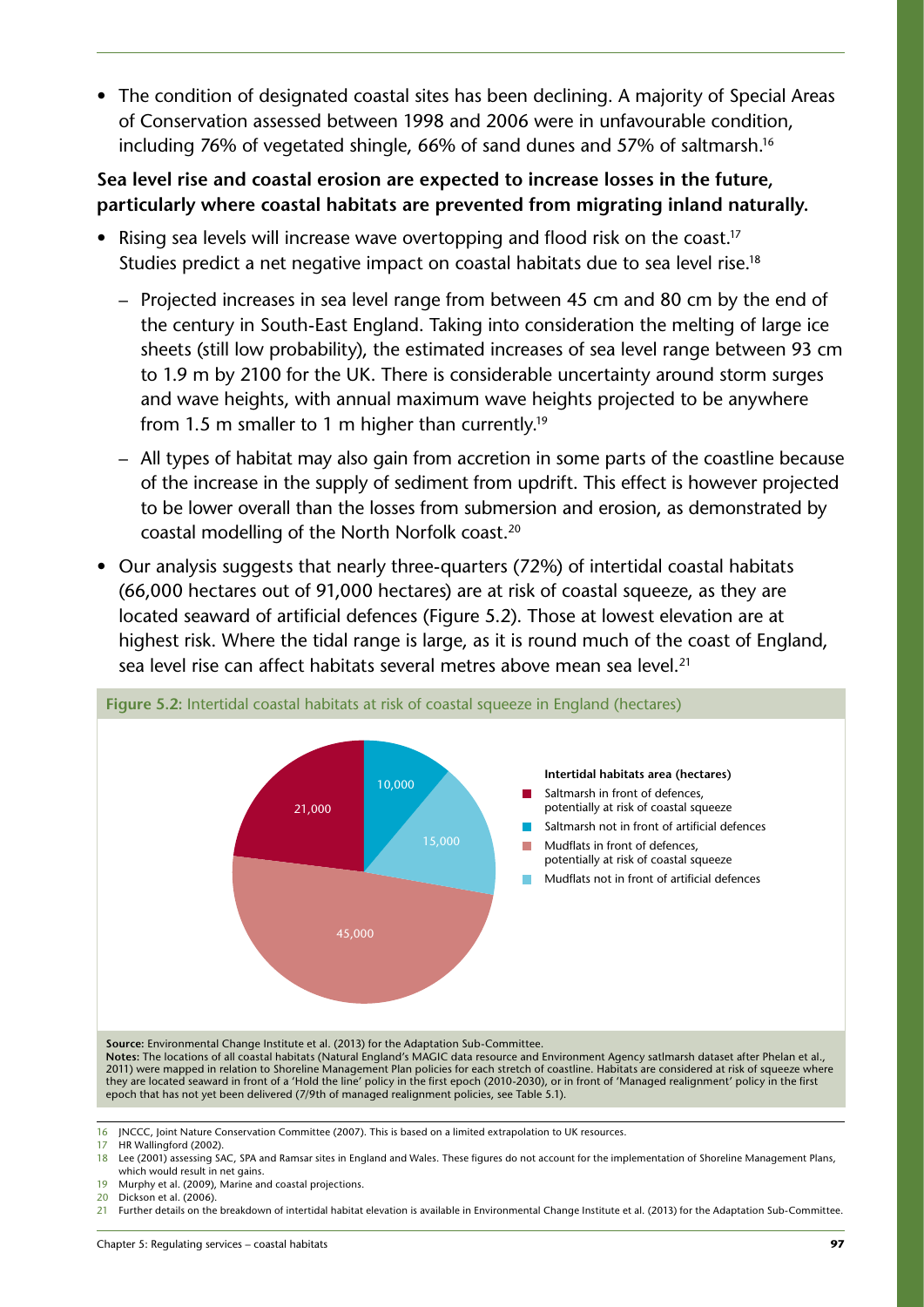- The condition of designated coastal sites has been declining. A majority of Special Areas of Conservation assessed between 1998 and 2006 were in unfavourable condition, including 76% of vegetated shingle, 66% of sand dunes and 57% of saltmarsh.[16]

**Sea level rise and coastal erosion are expected to increase losses in the future, particularly where coastal habitats are prevented from migrating inland naturally.**

- Rising sea levels will increase wave overtopping and flood risk on the coast.[17] Studies predict a net negative impact on coastal habitats due to sea level rise.[18]
  - Projected increases in sea level range from between 45 cm and 80 cm by the end of the century in South-East England. Taking into consideration the melting of large ice sheets (still low probability), the estimated increases of sea level range between 93 cm to 1.9 m by 2100 for the UK. There is considerable uncertainty around storm surges and wave heights, with annual maximum wave heights projected to be anywhere from 1.5 m smaller to 1 m higher than currently.[19]
  - All types of habitat may also gain from accretion in some parts of the coastline because of the increase in the supply of sediment from updrift. This effect is however projected to be lower overall than the losses from submersion and erosion, as demonstrated by coastal modelling of the North Norfolk coast.[20]
- Our analysis suggests that nearly three-quarters (72%) of intertidal coastal habitats (66,000 hectares out of 91,000 hectares) are at risk of coastal squeeze, as they are located seaward of artificial defences (Figure 5.2). Those at lowest elevation are at highest risk. Where the tidal range is large, as it is round much of the coast of England, sea level rise can affect habitats several metres above mean sea level.[21]

**Figure 5.2:** Intertidal coastal habitats at risk of coastal squeeze in England (hectares)

| Intertidal habitats area (hectares) | |
|---|---|
| Saltmarsh in front of defences, potentially at risk of coastal squeeze | 21,000 |
| Saltmarsh not in front of artificial defences | 10,000 |
| Mudflats in front of defences, potentially at risk of coastal squeeze | 45,000 |
| Mudflats not in front of artificial defences | 15,000 |

**Source:** Environmental Change Institute et al. (2013) for the Adaptation Sub-Committee.
**Notes:** The locations of all coastal habitats (Natural England's MAGIC data resource and Environment Agency satlmarsh dataset after Phelan et al., 2011) were mapped in relation to Shoreline Management Plan policies for each stretch of coastline. Habitats are considered at risk of squeeze where they are located seaward in front of a 'Hold the line' policy in the first epoch (2010-2030), or in front of 'Managed realignment' policy in the first epoch that has not yet been delivered (7/9th of managed realignment policies, see Table 5.1).

16 JNCCC, Joint Nature Conservation Committee (2007). This is based on a limited extrapolation to UK resources.
17 HR Wallingford (2002).
18 Lee (2001) assessing SAC, SPA and Ramsar sites in England and Wales. These figures do not account for the implementation of Shoreline Management Plans, which would result in net gains.
19 Murphy et al. (2009), Marine and coastal projections.
20 Dickson et al. (2006).
21 Further details on the breakdown of intertidal habitat elevation is available in Environmental Change Institute et al. (2013) for the Adaptation Sub-Committee.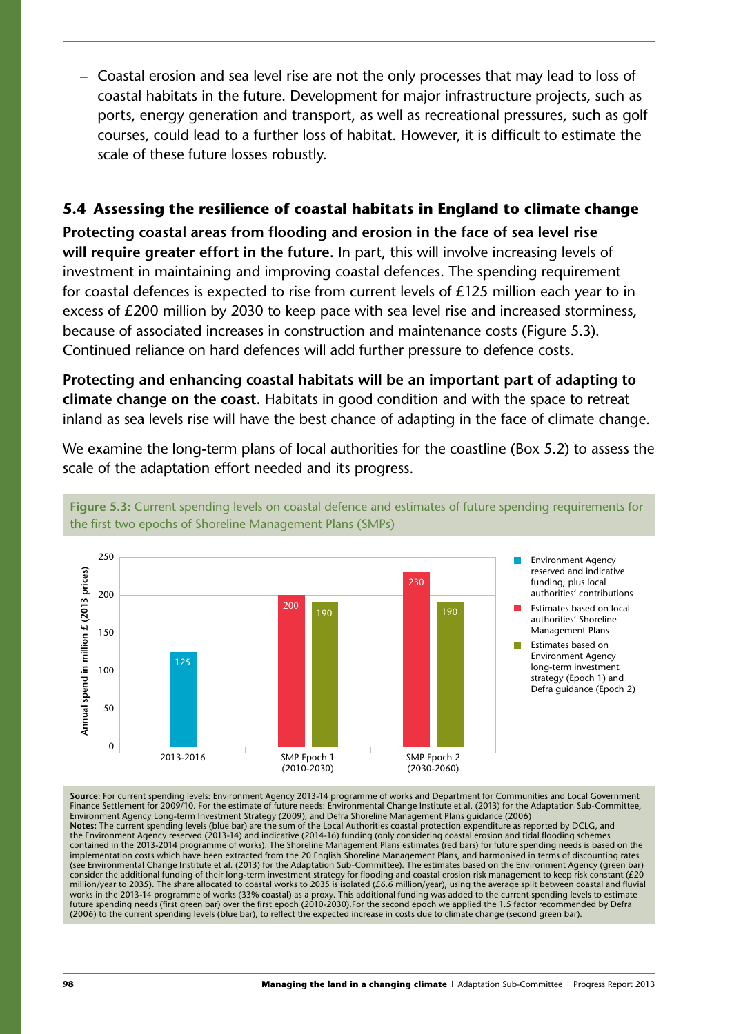– Coastal erosion and sea level rise are not the only processes that may lead to loss of coastal habitats in the future. Development for major infrastructure projects, such as ports, energy generation and transport, as well as recreational pressures, such as golf courses, could lead to a further loss of habitat. However, it is difficult to estimate the scale of these future losses robustly.

## 5.4 Assessing the resilience of coastal habitats in England to climate change

**Protecting coastal areas from flooding and erosion in the face of sea level rise will require greater effort in the future.** In part, this will involve increasing levels of investment in maintaining and improving coastal defences. The spending requirement for coastal defences is expected to rise from current levels of £125 million each year to in excess of £200 million by 2030 to keep pace with sea level rise and increased storminess, because of associated increases in construction and maintenance costs (Figure 5.3). Continued reliance on hard defences will add further pressure to defence costs.

**Protecting and enhancing coastal habitats will be an important part of adapting to climate change on the coast.** Habitats in good condition and with the space to retreat inland as sea levels rise will have the best chance of adapting in the face of climate change.

We examine the long-term plans of local authorities for the coastline (Box 5.2) to assess the scale of the adaptation effort needed and its progress.

**Figure 5.3:** Current spending levels on coastal defence and estimates of future spending requirements for the first two epochs of Shoreline Management Plans (SMPs)

Annual spend in million £ (2013 prices)

| | Environment Agency reserved and indicative funding, plus local authorities' contributions | Estimates based on local authorities' Shoreline Management Plans | Estimates based on Environment Agency long-term investment strategy (Epoch 1) and Defra guidance (Epoch 2) |
|---|---|---|---|
| 2013-2016 | 125 | | |
| SMP Epoch 1 (2010-2030) | | 200 | 190 |
| SMP Epoch 2 (2030-2060) | | 230 | 190 |

**Source:** For current spending levels: Environment Agency 2013-14 programme of works and Department for Communities and Local Government Finance Settlement for 2009/10. For the estimate of future needs: Environmental Change Institute et al. (2013) for the Adaptation Sub-Committee, Environment Agency Long-term Investment Strategy (2009), and Defra Shoreline Management Plans guidance (2006)
**Notes:** The current spending levels (blue bar) are the sum of the Local Authorities coastal protection expenditure as reported by DCLG, and the Environment Agency reserved (2013-14) and indicative (2014-16) funding (only considering coastal erosion and tidal flooding schemes contained in the 2013-2014 programme of works). The Shoreline Management Plans estimates (red bars) for future spending needs is based on the implementation costs which have been extracted from the 20 English Shoreline Management Plans, and harmonised in terms of discounting rates (see Environmental Change Institute et al. (2013) for the Adaptation Sub-Committee). The estimates based on the Environment Agency (green bar) consider the additional funding of their long-term investment strategy for flooding and coastal erosion risk management to keep risk constant (£20 million/year to 2035). The share allocated to coastal works to 2035 is isolated (£6.6 million/year), using the average split between coastal and fluvial works in the 2013-14 programme of works (33% coastal) as a proxy. This additional funding was added to the current spending levels to estimate future spending needs (first green bar) over the first epoch (2010-2030).For the second epoch we applied the 1.5 factor recommended by Defra (2006) to the current spending levels (blue bar), to reflect the expected increase in costs due to climate change (second green bar).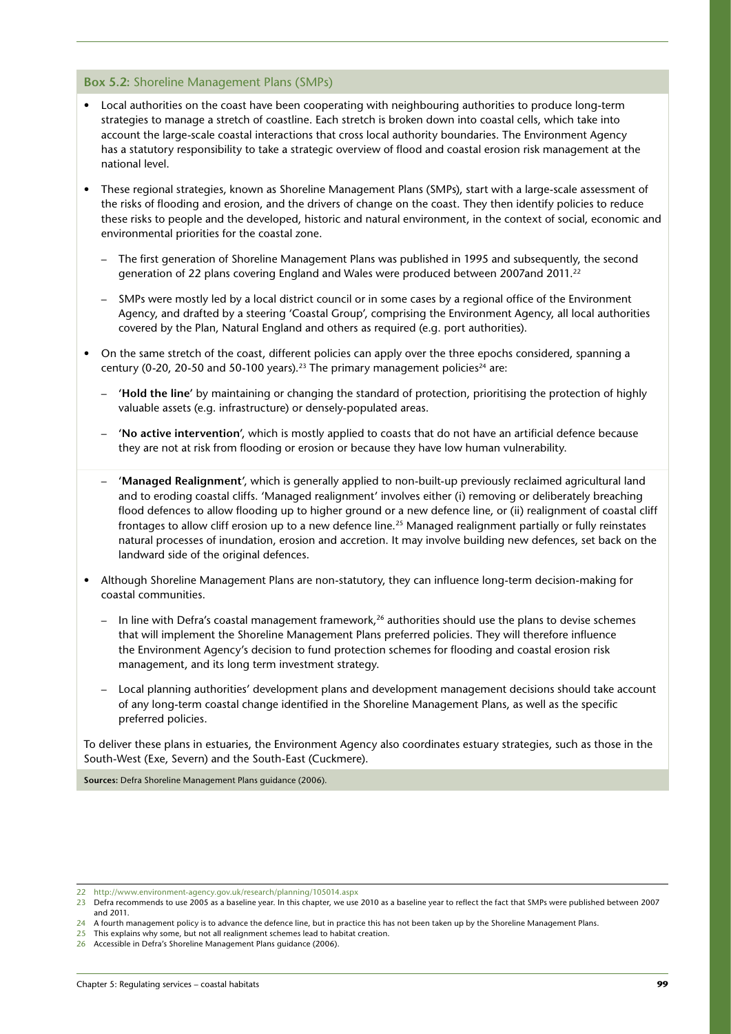**Box 5.2:** Shoreline Management Plans (SMPs)

- Local authorities on the coast have been cooperating with neighbouring authorities to produce long-term strategies to manage a stretch of coastline. Each stretch is broken down into coastal cells, which take into account the large-scale coastal interactions that cross local authority boundaries. The Environment Agency has a statutory responsibility to take a strategic overview of flood and coastal erosion risk management at the national level.
- These regional strategies, known as Shoreline Management Plans (SMPs), start with a large-scale assessment of the risks of flooding and erosion, and the drivers of change on the coast. They then identify policies to reduce these risks to people and the developed, historic and natural environment, in the context of social, economic and environmental priorities for the coastal zone.
  - The first generation of Shoreline Management Plans was published in 1995 and subsequently, the second generation of 22 plans covering England and Wales were produced between 2007and 2011.[22]
  - SMPs were mostly led by a local district council or in some cases by a regional office of the Environment Agency, and drafted by a steering 'Coastal Group', comprising the Environment Agency, all local authorities covered by the Plan, Natural England and others as required (e.g. port authorities).
- On the same stretch of the coast, different policies can apply over the three epochs considered, spanning a century (0-20, 20-50 and 50-100 years).[23] The primary management policies[24] are:
  - '**Hold the line**' by maintaining or changing the standard of protection, prioritising the protection of highly valuable assets (e.g. infrastructure) or densely-populated areas.
  - '**No active intervention**', which is mostly applied to coasts that do not have an artificial defence because they are not at risk from flooding or erosion or because they have low human vulnerability.
  - '**Managed Realignment**', which is generally applied to non-built-up previously reclaimed agricultural land and to eroding coastal cliffs. 'Managed realignment' involves either (i) removing or deliberately breaching flood defences to allow flooding up to higher ground or a new defence line, or (ii) realignment of coastal cliff frontages to allow cliff erosion up to a new defence line.[25] Managed realignment partially or fully reinstates natural processes of inundation, erosion and accretion. It may involve building new defences, set back on the landward side of the original defences.
- Although Shoreline Management Plans are non-statutory, they can influence long-term decision-making for coastal communities.
  - In line with Defra's coastal management framework,[26] authorities should use the plans to devise schemes that will implement the Shoreline Management Plans preferred policies. They will therefore influence the Environment Agency's decision to fund protection schemes for flooding and coastal erosion risk management, and its long term investment strategy.
  - Local planning authorities' development plans and development management decisions should take account of any long-term coastal change identified in the Shoreline Management Plans, as well as the specific preferred policies.

To deliver these plans in estuaries, the Environment Agency also coordinates estuary strategies, such as those in the South-West (Exe, Severn) and the South-East (Cuckmere).

**Sources:** Defra Shoreline Management Plans guidance (2006).

---

22 http://www.environment-agency.gov.uk/research/planning/105014.aspx

23 Defra recommends to use 2005 as a baseline year. In this chapter, we use 2010 as a baseline year to reflect the fact that SMPs were published between 2007 and 2011.

24 A fourth management policy is to advance the defence line, but in practice this has not been taken up by the Shoreline Management Plans.

25 This explains why some, but not all realignment schemes lead to habitat creation.

26 Accessible in Defra's Shoreline Management Plans guidance (2006).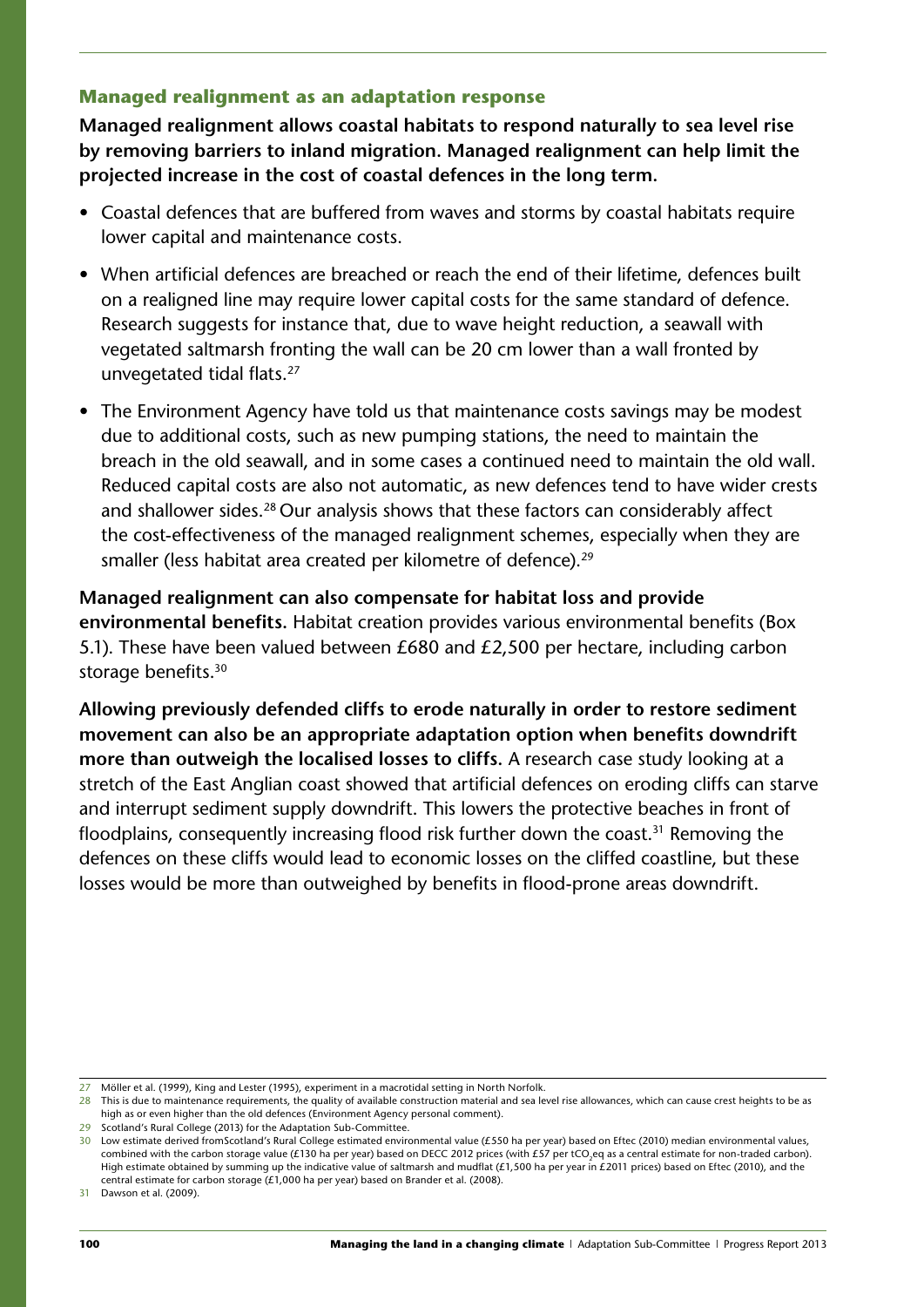### Managed realignment as an adaptation response

**Managed realignment allows coastal habitats to respond naturally to sea level rise by removing barriers to inland migration. Managed realignment can help limit the projected increase in the cost of coastal defences in the long term.**

- Coastal defences that are buffered from waves and storms by coastal habitats require lower capital and maintenance costs.
- When artificial defences are breached or reach the end of their lifetime, defences built on a realigned line may require lower capital costs for the same standard of defence. Research suggests for instance that, due to wave height reduction, a seawall with vegetated saltmarsh fronting the wall can be 20 cm lower than a wall fronted by unvegetated tidal flats.[27]
- The Environment Agency have told us that maintenance costs savings may be modest due to additional costs, such as new pumping stations, the need to maintain the breach in the old seawall, and in some cases a continued need to maintain the old wall. Reduced capital costs are also not automatic, as new defences tend to have wider crests and shallower sides.[28] Our analysis shows that these factors can considerably affect the cost-effectiveness of the managed realignment schemes, especially when they are smaller (less habitat area created per kilometre of defence).[29]

**Managed realignment can also compensate for habitat loss and provide environmental benefits.** Habitat creation provides various environmental benefits (Box 5.1). These have been valued between £680 and £2,500 per hectare, including carbon storage benefits.[30]

**Allowing previously defended cliffs to erode naturally in order to restore sediment movement can also be an appropriate adaptation option when benefits downdrift more than outweigh the localised losses to cliffs.** A research case study looking at a stretch of the East Anglian coast showed that artificial defences on eroding cliffs can starve and interrupt sediment supply downdrift. This lowers the protective beaches in front of floodplains, consequently increasing flood risk further down the coast.[31] Removing the defences on these cliffs would lead to economic losses on the cliffed coastline, but these losses would be more than outweighed by benefits in flood-prone areas downdrift.

---

27 Möller et al. (1999), King and Lester (1995), experiment in a macrotidal setting in North Norfolk.

28 This is due to maintenance requirements, the quality of available construction material and sea level rise allowances, which can cause crest heights to be as high as or even higher than the old defences (Environment Agency personal comment).

29 Scotland's Rural College (2013) for the Adaptation Sub-Committee.

30 Low estimate derived fromScotland's Rural College estimated environmental value (£550 ha per year) based on Eftec (2010) median environmental values, combined with the carbon storage value (£130 ha per year) based on DECC 2012 prices (with £57 per $tCO_2eq$ as a central estimate for non-traded carbon). High estimate obtained by summing up the indicative value of saltmarsh and mudflat (£1,500 ha per year in £2011 prices) based on Eftec (2010), and the central estimate for carbon storage (£1,000 ha per year) based on Brander et al. (2008).

31 Dawson et al. (2009).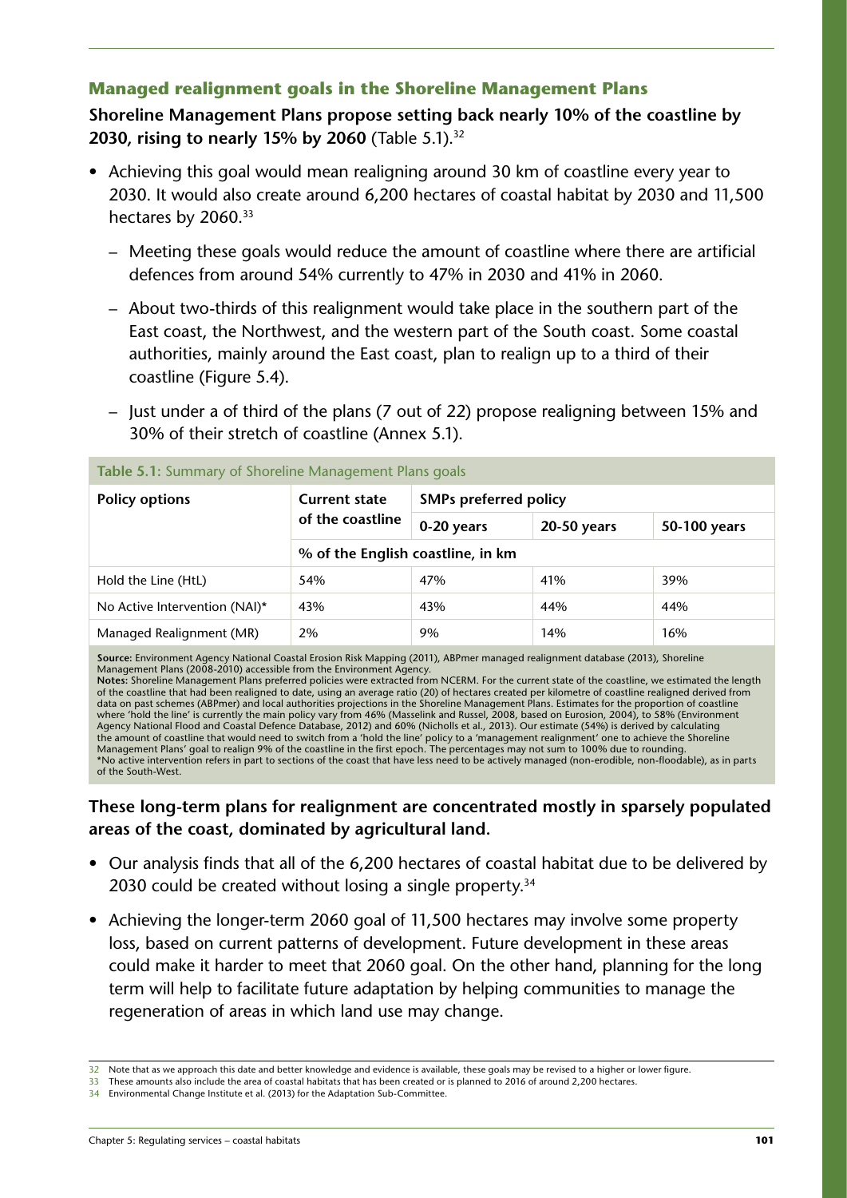### Managed realignment goals in the Shoreline Management Plans

**Shoreline Management Plans propose setting back nearly 10% of the coastline by 2030, rising to nearly 15% by 2060** (Table 5.1).[32]

- Achieving this goal would mean realigning around 30 km of coastline every year to 2030. It would also create around 6,200 hectares of coastal habitat by 2030 and 11,500 hectares by 2060.[33]
  - Meeting these goals would reduce the amount of coastline where there are artificial defences from around 54% currently to 47% in 2030 and 41% in 2060.
  - About two-thirds of this realignment would take place in the southern part of the East coast, the Northwest, and the western part of the South coast. Some coastal authorities, mainly around the East coast, plan to realign up to a third of their coastline (Figure 5.4).
  - Just under a of third of the plans (7 out of 22) propose realigning between 15% and 30% of their stretch of coastline (Annex 5.1).

**Table 5.1:** Summary of Shoreline Management Plans goals

| Policy options | Current state of the coastline | SMPs preferred policy | | |
|---|---|---|---|---|
| | | 0-20 years | 20-50 years | 50-100 years |
| | % of the English coastline, in km | | | |
| Hold the Line (HtL) | 54% | 47% | 41% | 39% |
| No Active Intervention (NAI)* | 43% | 43% | 44% | 44% |
| Managed Realignment (MR) | 2% | 9% | 14% | 16% |

**Source:** Environment Agency National Coastal Erosion Risk Mapping (2011), ABPmer managed realignment database (2013), Shoreline Management Plans (2008-2010) accessible from the Environment Agency.
**Notes:** Shoreline Management Plans preferred policies were extracted from NCERM. For the current state of the coastline, we estimated the length of the coastline that had been realigned to date, using an average ratio (20) of hectares created per kilometre of coastline realigned derived from data on past schemes (ABPmer) and local authorities projections in the Shoreline Management Plans. Estimates for the proportion of coastline where 'hold the line' is currently the main policy vary from 46% (Masselink and Russel, 2008, based on Eurosion, 2004), to 58% (Environment Agency National Flood and Coastal Defence Database, 2012) and 60% (Nicholls et al., 2013). Our estimate (54%) is derived by calculating the amount of coastline that would need to switch from a 'hold the line' policy to a 'management realignment' one to achieve the Shoreline Management Plans' goal to realign 9% of the coastline in the first epoch. The percentages may not sum to 100% due to rounding.
*No active intervention refers in part to sections of the coast that have less need to be actively managed (non-erodible, non-floodable), as in parts of the South-West.

**These long-term plans for realignment are concentrated mostly in sparsely populated areas of the coast, dominated by agricultural land.**

- Our analysis finds that all of the 6,200 hectares of coastal habitat due to be delivered by 2030 could be created without losing a single property.[34]
- Achieving the longer-term 2060 goal of 11,500 hectares may involve some property loss, based on current patterns of development. Future development in these areas could make it harder to meet that 2060 goal. On the other hand, planning for the long term will help to facilitate future adaptation by helping communities to manage the regeneration of areas in which land use may change.

---

32 Note that as we approach this date and better knowledge and evidence is available, these goals may be revised to a higher or lower figure.
33 These amounts also include the area of coastal habitats that has been created or is planned to 2016 of around 2,200 hectares.
34 Environmental Change Institute et al. (2013) for the Adaptation Sub-Committee.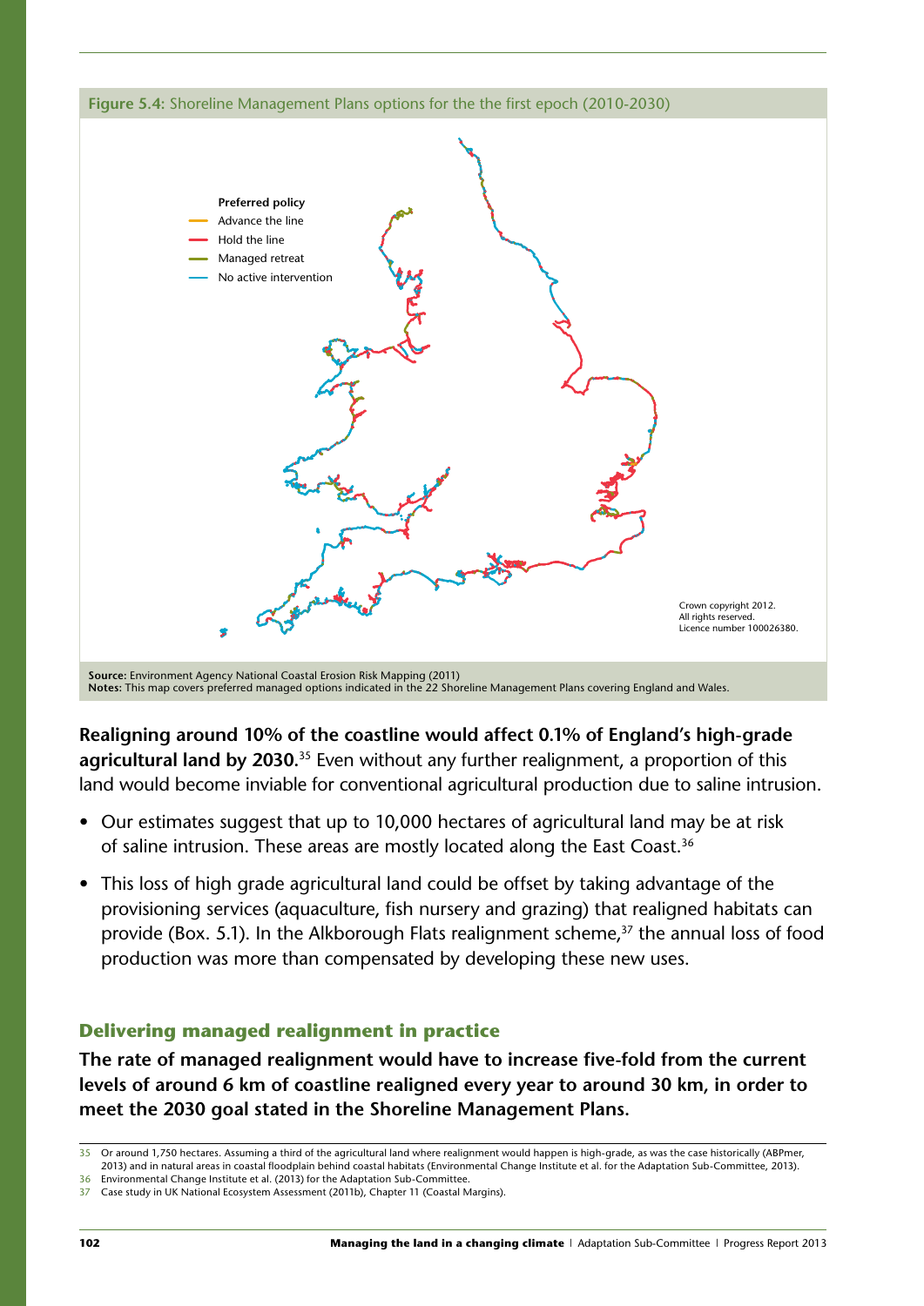**Figure 5.4:** Shoreline Management Plans options for the the first epoch (2010-2030)

**Preferred policy**
- Advance the line
- Hold the line
- Managed retreat
- No active intervention

Crown copyright 2012.
All rights reserved.
Licence number 100026380.

**Source:** Environment Agency National Coastal Erosion Risk Mapping (2011)
**Notes:** This map covers preferred managed options indicated in the 22 Shoreline Management Plans covering England and Wales.

**Realigning around 10% of the coastline would affect 0.1% of England's high-grade agricultural land by 2030.**[35] Even without any further realignment, a proportion of this land would become inviable for conventional agricultural production due to saline intrusion.

- Our estimates suggest that up to 10,000 hectares of agricultural land may be at risk of saline intrusion. These areas are mostly located along the East Coast.[36]
- This loss of high grade agricultural land could be offset by taking advantage of the provisioning services (aquaculture, fish nursery and grazing) that realigned habitats can provide (Box. 5.1). In the Alkborough Flats realignment scheme,[37] the annual loss of food production was more than compensated by developing these new uses.

### Delivering managed realignment in practice

**The rate of managed realignment would have to increase five-fold from the current levels of around 6 km of coastline realigned every year to around 30 km, in order to meet the 2030 goal stated in the Shoreline Management Plans.**

---

35 Or around 1,750 hectares. Assuming a third of the agricultural land where realignment would happen is high-grade, as was the case historically (ABPmer, 2013) and in natural areas in coastal floodplain behind coastal habitats (Environmental Change Institute et al. for the Adaptation Sub-Committee, 2013).
36 Environmental Change Institute et al. (2013) for the Adaptation Sub-Committee.
37 Case study in UK National Ecosystem Assessment (2011b), Chapter 11 (Coastal Margins).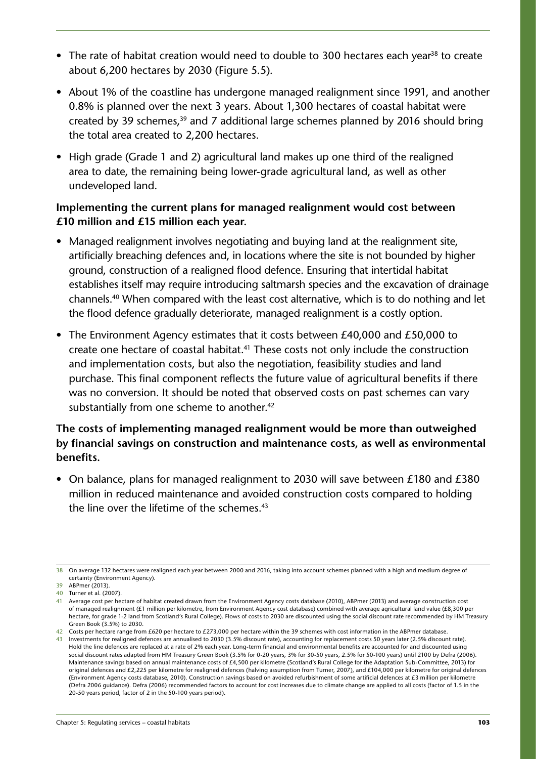- The rate of habitat creation would need to double to 300 hectares each year[38] to create about 6,200 hectares by 2030 (Figure 5.5).
- About 1% of the coastline has undergone managed realignment since 1991, and another 0.8% is planned over the next 3 years. About 1,300 hectares of coastal habitat were created by 39 schemes,[39] and 7 additional large schemes planned by 2016 should bring the total area created to 2,200 hectares.
- High grade (Grade 1 and 2) agricultural land makes up one third of the realigned area to date, the remaining being lower-grade agricultural land, as well as other undeveloped land.

**Implementing the current plans for managed realignment would cost between £10 million and £15 million each year.**

- Managed realignment involves negotiating and buying land at the realignment site, artificially breaching defences and, in locations where the site is not bounded by higher ground, construction of a realigned flood defence. Ensuring that intertidal habitat establishes itself may require introducing saltmarsh species and the excavation of drainage channels.[40] When compared with the least cost alternative, which is to do nothing and let the flood defence gradually deteriorate, managed realignment is a costly option.
- The Environment Agency estimates that it costs between £40,000 and £50,000 to create one hectare of coastal habitat.[41] These costs not only include the construction and implementation costs, but also the negotiation, feasibility studies and land purchase. This final component reflects the future value of agricultural benefits if there was no conversion. It should be noted that observed costs on past schemes can vary substantially from one scheme to another.[42]

**The costs of implementing managed realignment would be more than outweighed by financial savings on construction and maintenance costs, as well as environmental benefits.**

- On balance, plans for managed realignment to 2030 will save between £180 and £380 million in reduced maintenance and avoided construction costs compared to holding the line over the lifetime of the schemes.[43]

---

38 On average 132 hectares were realigned each year between 2000 and 2016, taking into account schemes planned with a high and medium degree of certainty (Environment Agency).

39 ABPmer (2013).

40 Turner et al. (2007).

41 Average cost per hectare of habitat created drawn from the Environment Agency costs database (2010), ABPmer (2013) and average construction cost of managed realignment (£1 million per kilometre, from Environment Agency cost database) combined with average agricultural land value (£8,300 per hectare, for grade 1-2 land from Scotland's Rural College). Flows of costs to 2030 are discounted using the social discount rate recommended by HM Treasury Green Book (3.5%) to 2030.

42 Costs per hectare range from £620 per hectare to £273,000 per hectare within the 39 schemes with cost information in the ABPmer database.

43 Investments for realigned defences are annualised to 2030 (3.5% discount rate), accounting for replacement costs 50 years later (2.5% discount rate). Hold the line defences are replaced at a rate of 2% each year. Long-term financial and environmental benefits are accounted for and discounted using social discount rates adapted from HM Treasury Green Book (3.5% for 0-20 years, 3% for 30-50 years, 2.5% for 50-100 years) until 2100 by Defra (2006). Maintenance savings based on annual maintenance costs of £4,500 per kilometre (Scotland's Rural College for the Adaptation Sub-Committee, 2013) for original defences and £2,225 per kilometre for realigned defences (halving assumption from Turner, 2007), and £104,000 per kilometre for original defences (Environment Agency costs database, 2010). Construction savings based on avoided refurbishment of some artificial defences at £3 million per kilometre (Defra 2006 guidance). Defra (2006) recommended factors to account for cost increases due to climate change are applied to all costs (factor of 1.5 in the 20-50 years period, factor of 2 in the 50-100 years period).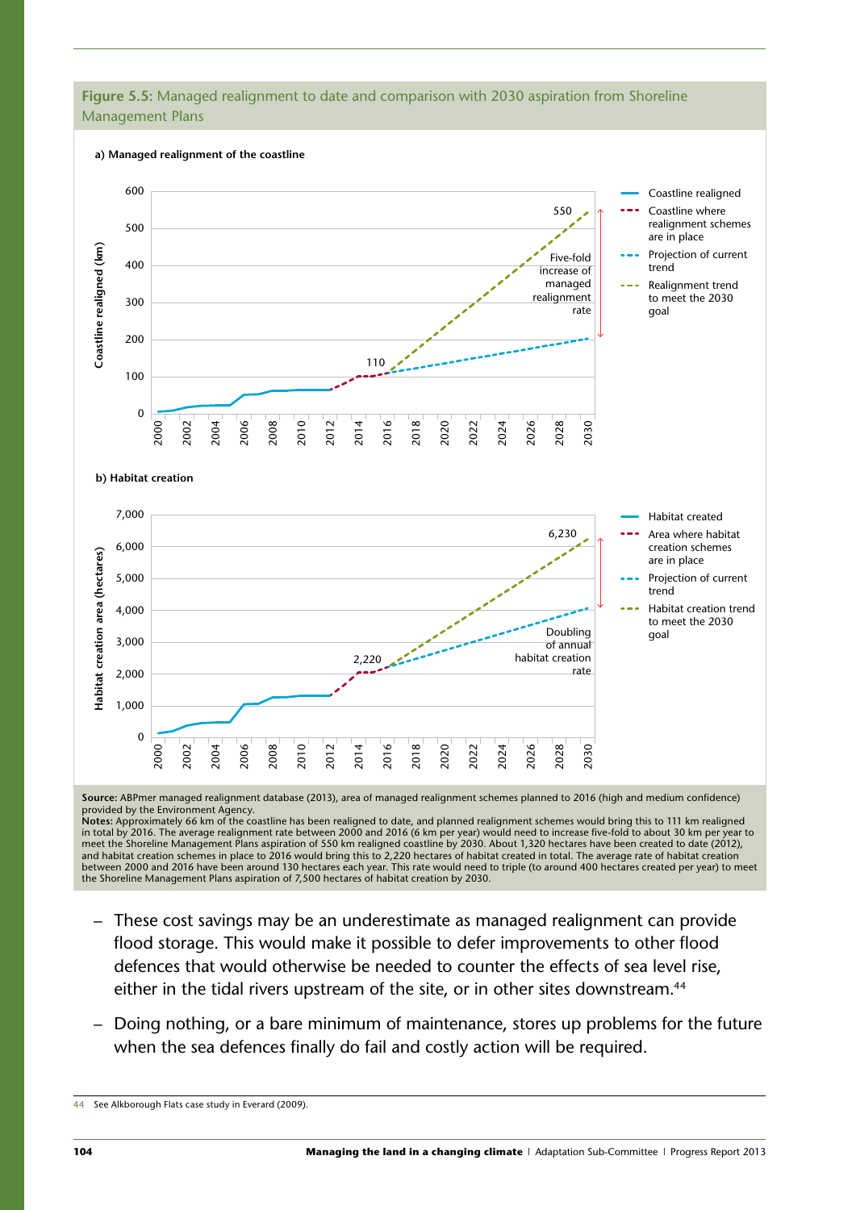**Figure 5.5:** Managed realignment to date and comparison with 2030 aspiration from Shoreline Management Plans

**a) Managed realignment of the coastline**

**b) Habitat creation**

**Source:** ABPmer managed realignment database (2013), area of managed realignment schemes planned to 2016 (high and medium confidence) provided by the Environment Agency.
**Notes:** Approximately 66 km of the coastline has been realigned to date, and planned realignment schemes would bring this to 111 km realigned in total by 2016. The average realignment rate between 2000 and 2016 (6 km per year) would need to increase five-fold to about 30 km per year to meet the Shoreline Management Plans aspiration of 550 km realigned coastline by 2030. About 1,320 hectares have been created to date (2012), and habitat creation schemes in place to 2016 would bring this to 2,220 hectares of habitat created in total. The average rate of habitat creation between 2000 and 2016 have been around 130 hectares each year. This rate would need to triple (to around 400 hectares created per year) to meet the Shoreline Management Plans aspiration of 7,500 hectares of habitat creation by 2030.

- These cost savings may be an underestimate as managed realignment can provide flood storage. This would make it possible to defer improvements to other flood defences that would otherwise be needed to counter the effects of sea level rise, either in the tidal rivers upstream of the site, or in other sites downstream.[44]
- Doing nothing, or a bare minimum of maintenance, stores up problems for the future when the sea defences finally do fail and costly action will be required.

[44] See Alkborough Flats case study in Everard (2009).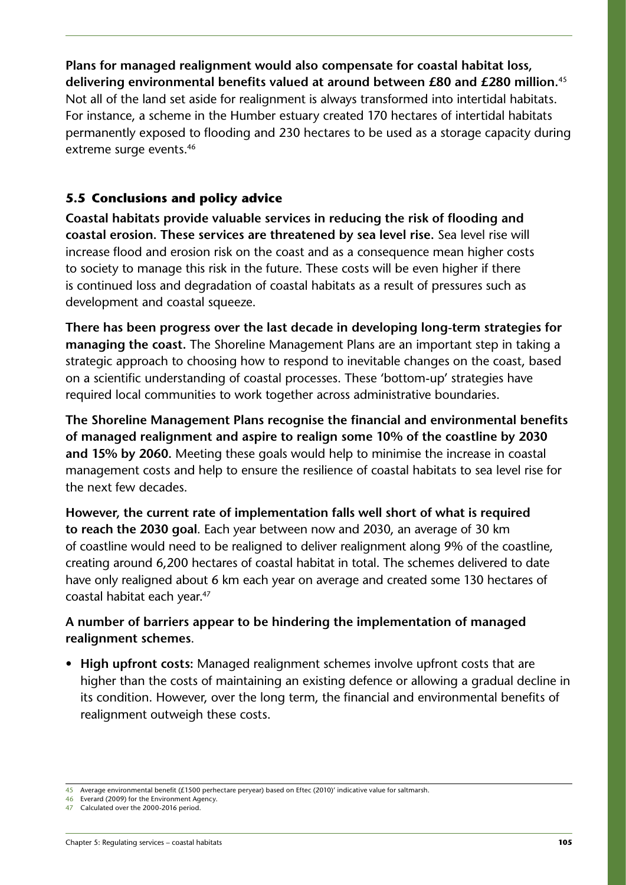**Plans for managed realignment would also compensate for coastal habitat loss, delivering environmental benefits valued at around between £80 and £280 million.**[45] Not all of the land set aside for realignment is always transformed into intertidal habitats. For instance, a scheme in the Humber estuary created 170 hectares of intertidal habitats permanently exposed to flooding and 230 hectares to be used as a storage capacity during extreme surge events.[46]

## 5.5 Conclusions and policy advice

**Coastal habitats provide valuable services in reducing the risk of flooding and coastal erosion. These services are threatened by sea level rise.** Sea level rise will increase flood and erosion risk on the coast and as a consequence mean higher costs to society to manage this risk in the future. These costs will be even higher if there is continued loss and degradation of coastal habitats as a result of pressures such as development and coastal squeeze.

**There has been progress over the last decade in developing long-term strategies for managing the coast.** The Shoreline Management Plans are an important step in taking a strategic approach to choosing how to respond to inevitable changes on the coast, based on a scientific understanding of coastal processes. These 'bottom-up' strategies have required local communities to work together across administrative boundaries.

**The Shoreline Management Plans recognise the financial and environmental benefits of managed realignment and aspire to realign some 10% of the coastline by 2030 and 15% by 2060.** Meeting these goals would help to minimise the increase in coastal management costs and help to ensure the resilience of coastal habitats to sea level rise for the next few decades.

**However, the current rate of implementation falls well short of what is required to reach the 2030 goal**. Each year between now and 2030, an average of 30 km of coastline would need to be realigned to deliver realignment along 9% of the coastline, creating around 6,200 hectares of coastal habitat in total. The schemes delivered to date have only realigned about 6 km each year on average and created some 130 hectares of coastal habitat each year.[47]

**A number of barriers appear to be hindering the implementation of managed realignment schemes**.

- **High upfront costs:** Managed realignment schemes involve upfront costs that are higher than the costs of maintaining an existing defence or allowing a gradual decline in its condition. However, over the long term, the financial and environmental benefits of realignment outweigh these costs.

---

45 Average environmental benefit (£1500 perhectare peryear) based on Eftec (2010)' indicative value for saltmarsh.

46 Everard (2009) for the Environment Agency.

47 Calculated over the 2000-2016 period.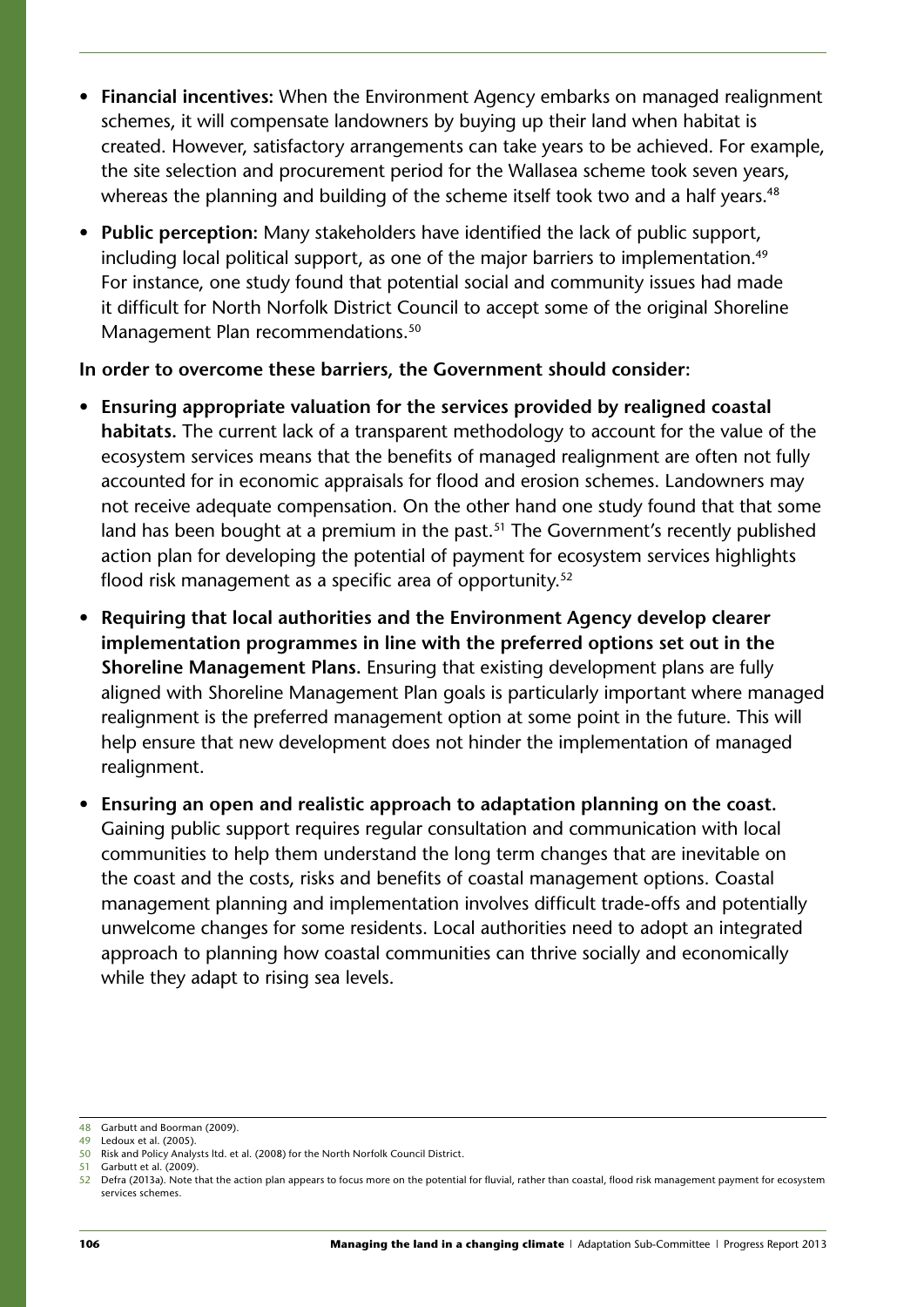- **Financial incentives:** When the Environment Agency embarks on managed realignment schemes, it will compensate landowners by buying up their land when habitat is created. However, satisfactory arrangements can take years to be achieved. For example, the site selection and procurement period for the Wallasea scheme took seven years, whereas the planning and building of the scheme itself took two and a half years.[48]
- **Public perception:** Many stakeholders have identified the lack of public support, including local political support, as one of the major barriers to implementation.[49] For instance, one study found that potential social and community issues had made it difficult for North Norfolk District Council to accept some of the original Shoreline Management Plan recommendations.[50]

**In order to overcome these barriers, the Government should consider:**

- **Ensuring appropriate valuation for the services provided by realigned coastal habitats.** The current lack of a transparent methodology to account for the value of the ecosystem services means that the benefits of managed realignment are often not fully accounted for in economic appraisals for flood and erosion schemes. Landowners may not receive adequate compensation. On the other hand one study found that that some land has been bought at a premium in the past.[51] The Government's recently published action plan for developing the potential of payment for ecosystem services highlights flood risk management as a specific area of opportunity.[52]
- **Requiring that local authorities and the Environment Agency develop clearer implementation programmes in line with the preferred options set out in the Shoreline Management Plans.** Ensuring that existing development plans are fully aligned with Shoreline Management Plan goals is particularly important where managed realignment is the preferred management option at some point in the future. This will help ensure that new development does not hinder the implementation of managed realignment.
- **Ensuring an open and realistic approach to adaptation planning on the coast.** Gaining public support requires regular consultation and communication with local communities to help them understand the long term changes that are inevitable on the coast and the costs, risks and benefits of coastal management options. Coastal management planning and implementation involves difficult trade-offs and potentially unwelcome changes for some residents. Local authorities need to adopt an integrated approach to planning how coastal communities can thrive socially and economically while they adapt to rising sea levels.

---

48 Garbutt and Boorman (2009).

49 Ledoux et al. (2005).

50 Risk and Policy Analysts ltd. et al. (2008) for the North Norfolk Council District.

51 Garbutt et al. (2009).

52 Defra (2013a). Note that the action plan appears to focus more on the potential for fluvial, rather than coastal, flood risk management payment for ecosystem services schemes.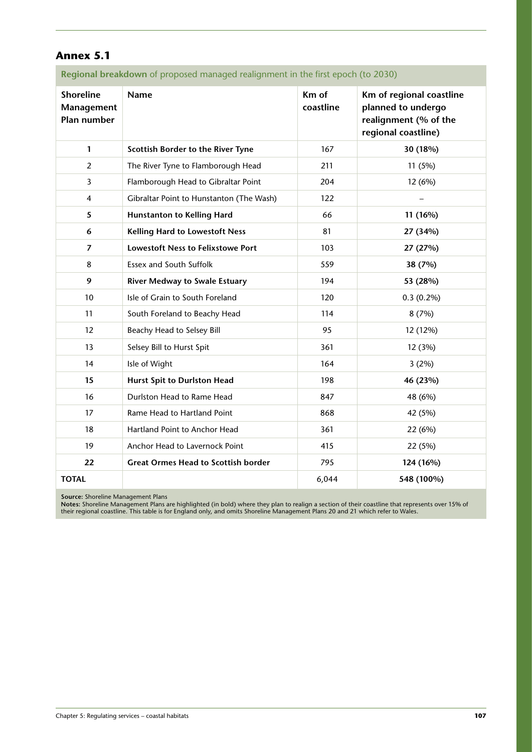## Annex 5.1

**Regional breakdown** of proposed managed realignment in the first epoch (to 2030)

| Shoreline Management Plan number | Name | Km of coastline | Km of regional coastline planned to undergo realignment (% of the regional coastline) |
|---|---|---|---|
| **1** | **Scottish Border to the River Tyne** | 167 | **30 (18%)** |
| 2 | The River Tyne to Flamborough Head | 211 | 11 (5%) |
| 3 | Flamborough Head to Gibraltar Point | 204 | 12 (6%) |
| 4 | Gibraltar Point to Hunstanton (The Wash) | 122 | – |
| **5** | **Hunstanton to Kelling Hard** | 66 | **11 (16%)** |
| **6** | **Kelling Hard to Lowestoft Ness** | 81 | **27 (34%)** |
| **7** | **Lowestoft Ness to Felixstowe Port** | 103 | **27 (27%)** |
| 8 | Essex and South Suffolk | 559 | **38 (7%)** |
| **9** | **River Medway to Swale Estuary** | 194 | **53 (28%)** |
| 10 | Isle of Grain to South Foreland | 120 | 0.3 (0.2%) |
| 11 | South Foreland to Beachy Head | 114 | 8 (7%) |
| 12 | Beachy Head to Selsey Bill | 95 | 12 (12%) |
| 13 | Selsey Bill to Hurst Spit | 361 | 12 (3%) |
| 14 | Isle of Wight | 164 | 3 (2%) |
| **15** | **Hurst Spit to Durlston Head** | 198 | **46 (23%)** |
| 16 | Durlston Head to Rame Head | 847 | 48 (6%) |
| 17 | Rame Head to Hartland Point | 868 | 42 (5%) |
| 18 | Hartland Point to Anchor Head | 361 | 22 (6%) |
| 19 | Anchor Head to Lavernock Point | 415 | 22 (5%) |
| **22** | **Great Ormes Head to Scottish border** | 795 | **124 (16%)** |
| **TOTAL** | | 6,044 | 548 (100%) |

**Source:** Shoreline Management Plans
**Notes:** Shoreline Management Plans are highlighted (in bold) where they plan to realign a section of their coastline that represents over 15% of their regional coastline. This table is for England only, and omits Shoreline Management Plans 20 and 21 which refer to Wales.